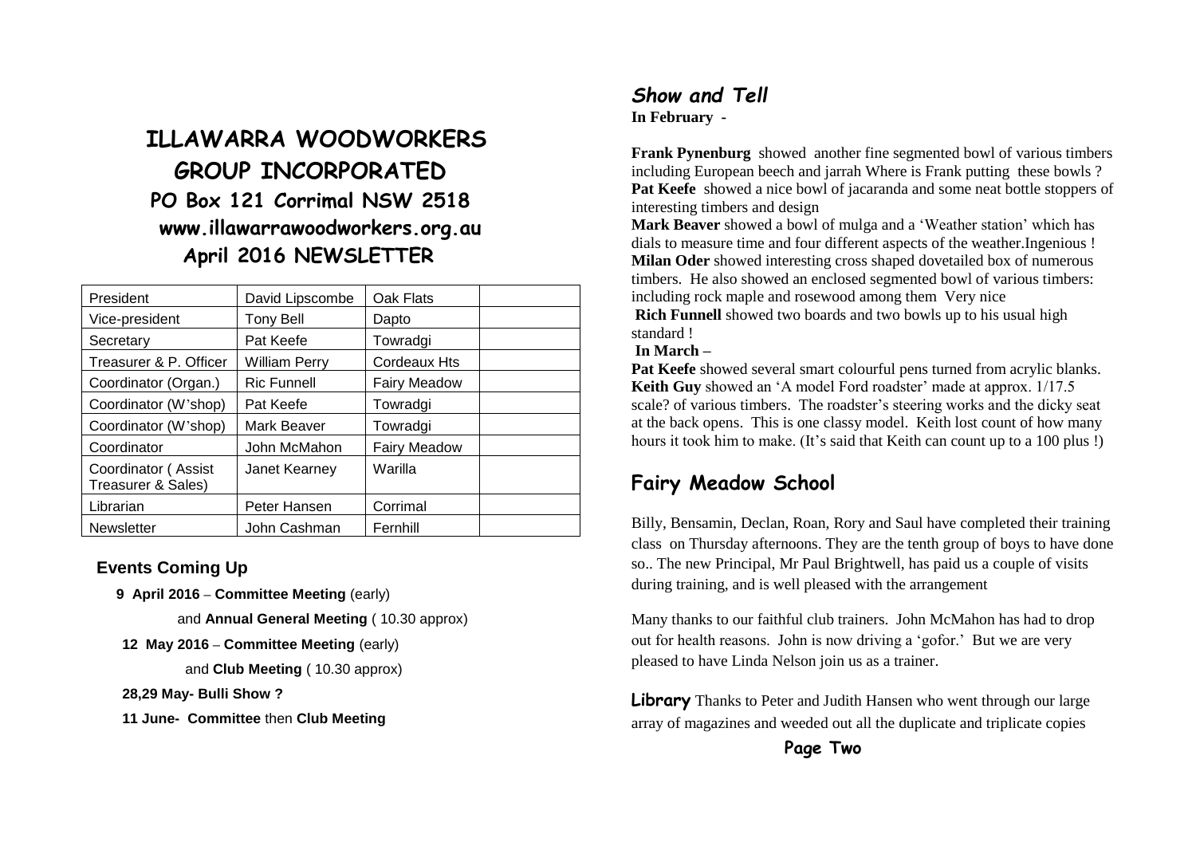# ILLAWARRA WOODWORKERS GROUP INCORPORATED

## PO Box 121 Corrimal NSW 2518

## www.illawarrawoodworkers.org.au

## April 2016 NEWSLETTER

| President | David Lipscombe | Oak Flats | |
|---|---|---|---|
| Vice-president | Tony Bell | Dapto | |
| Secretary | Pat Keefe | Towradgi | |
| Treasurer & P. Officer | William Perry | Cordeaux Hts | |
| Coordinator (Organ.) | Ric Funnell | Fairy Meadow | |
| Coordinator (W'shop) | Pat Keefe | Towradgi | |
| Coordinator (W'shop) | Mark Beaver | Towradgi | |
| Coordinator | John McMahon | Fairy Meadow | |
| Coordinator ( Assist Treasurer & Sales) | Janet Kearney | Warilla | |
| Librarian | Peter Hansen | Corrimal | |
| Newsletter | John Cashman | Fernhill | |

### Events Coming Up

**9 April 2016** – **Committee Meeting** (early)

and **Annual General Meeting** ( 10.30 approx)

**12 May 2016** – **Committee Meeting** (early)

and **Club Meeting** ( 10.30 approx)

**28,29 May- Bulli Show ?**

**11 June- Committee** then **Club Meeting**

## *Show and Tell*

**In February -**

**Frank Pynenburg** showed another fine segmented bowl of various timbers including European beech and jarrah Where is Frank putting these bowls ?

**Pat Keefe** showed a nice bowl of jacaranda and some neat bottle stoppers of interesting timbers and design

**Mark Beaver** showed a bowl of mulga and a 'Weather station' which has dials to measure time and four different aspects of the weather.Ingenious !

**Milan Oder** showed interesting cross shaped dovetailed box of numerous timbers. He also showed an enclosed segmented bowl of various timbers: including rock maple and rosewood among them Very nice

**Rich Funnell** showed two boards and two bowls up to his usual high standard !

**In March –**

**Pat Keefe** showed several smart colourful pens turned from acrylic blanks.

**Keith Guy** showed an 'A model Ford roadster' made at approx. 1/17.5 scale? of various timbers. The roadster's steering works and the dicky seat at the back opens. This is one classy model. Keith lost count of how many hours it took him to make. (It's said that Keith can count up to a 100 plus !)

## Fairy Meadow School

Billy, Bensamin, Declan, Roan, Rory and Saul have completed their training class on Thursday afternoons. They are the tenth group of boys to have done so.. The new Principal, Mr Paul Brightwell, has paid us a couple of visits during training, and is well pleased with the arrangement

Many thanks to our faithful club trainers. John McMahon has had to drop out for health reasons. John is now driving a 'gofor.' But we are very pleased to have Linda Nelson join us as a trainer.

**Library** Thanks to Peter and Judith Hansen who went through our large array of magazines and weeded out all the duplicate and triplicate copies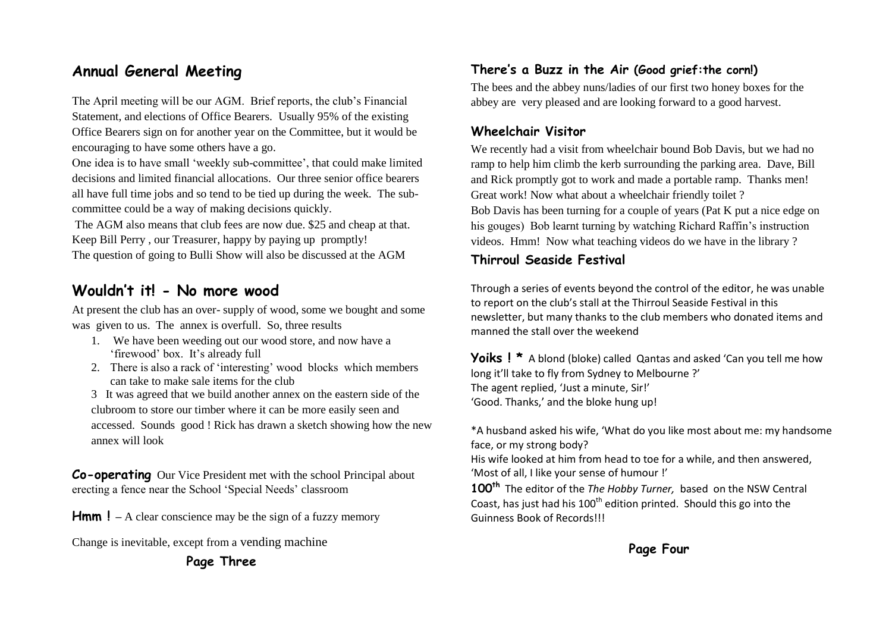## Annual General Meeting

The April meeting will be our AGM. Brief reports, the club's Financial Statement, and elections of Office Bearers. Usually 95% of the existing Office Bearers sign on for another year on the Committee, but it would be encouraging to have some others have a go.

One idea is to have small 'weekly sub-committee', that could make limited decisions and limited financial allocations. Our three senior office bearers all have full time jobs and so tend to be tied up during the week. The sub-committee could be a way of making decisions quickly.

The AGM also means that club fees are now due. $25 and cheap at that. Keep Bill Perry , our Treasurer, happy by paying up promptly!

The question of going to Bulli Show will also be discussed at the AGM

## Wouldn't it! - No more wood

At present the club has an over- supply of wood, some we bought and some was given to us. The annex is overfull. So, three results

1. We have been weeding out our wood store, and now have a 'firewood' box. It's already full
2. There is also a rack of 'interesting' wood blocks which members can take to make sale items for the club
3. It was agreed that we build another annex on the eastern side of the clubroom to store our timber where it can be more easily seen and accessed. Sounds good ! Rick has drawn a sketch showing how the new annex will look

**Co-operating** Our Vice President met with the school Principal about erecting a fence near the School 'Special Needs' classroom

**Hmm !** – A clear conscience may be the sign of a fuzzy memory

Change is inevitable, except from a vending machine

### There's a Buzz in the Air (Good grief:the corn!)

The bees and the abbey nuns/ladies of our first two honey boxes for the abbey are very pleased and are looking forward to a good harvest.

### Wheelchair Visitor

We recently had a visit from wheelchair bound Bob Davis, but we had no ramp to help him climb the kerb surrounding the parking area. Dave, Bill and Rick promptly got to work and made a portable ramp. Thanks men! Great work! Now what about a wheelchair friendly toilet ?

Bob Davis has been turning for a couple of years (Pat K put a nice edge on his gouges) Bob learnt turning by watching Richard Raffin's instruction videos. Hmm! Now what teaching videos do we have in the library ?

### Thirroul Seaside Festival

Through a series of events beyond the control of the editor, he was unable to report on the club's stall at the Thirroul Seaside Festival in this newsletter, but many thanks to the club members who donated items and manned the stall over the weekend

**Yoiks ! *** A blond (bloke) called Qantas and asked 'Can you tell me how long it'll take to fly from Sydney to Melbourne ?'
The agent replied, 'Just a minute, Sir!'
'Good. Thanks,' and the bloke hung up!

*A husband asked his wife, 'What do you like most about me: my handsome face, or my strong body?
His wife looked at him from head to toe for a while, and then answered, 'Most of all, I like your sense of humour !'

**100th** The editor of the *The Hobby Turner,* based on the NSW Central Coast, has just had his 100th edition printed. Should this go into the Guinness Book of Records!!!